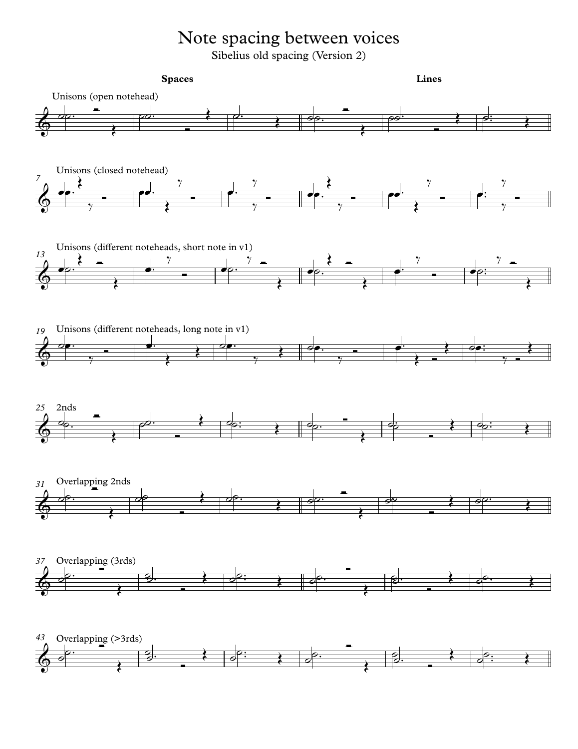# Note spacing between voices

Sibelius old spacing (Version 2)

**Spaces** **Lines**

Unisons (open notehead)

7 Unisons (closed notehead)

13 Unisons (different noteheads, short note in v1)

19 Unisons (different noteheads, long note in v1)

25 2nds

31 Overlapping 2nds

37 Overlapping (3rds)

43 Overlapping (>3rds)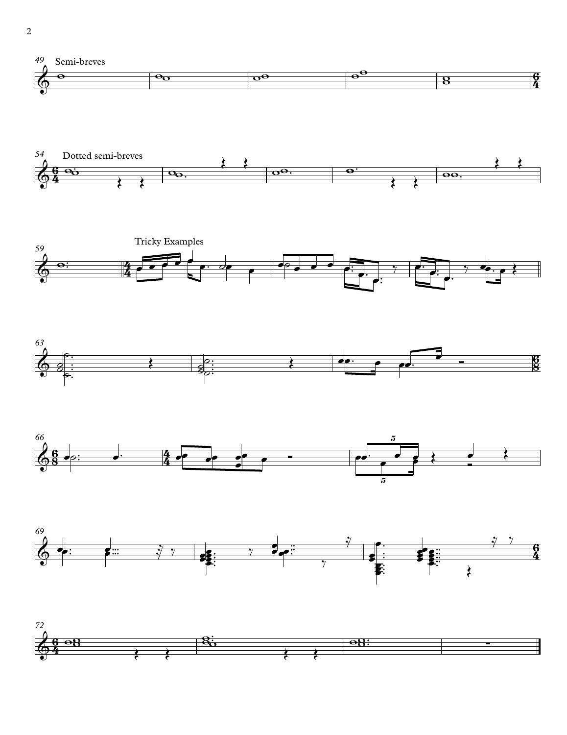Semi-breves

Dotted semi-breves

Tricky Examples